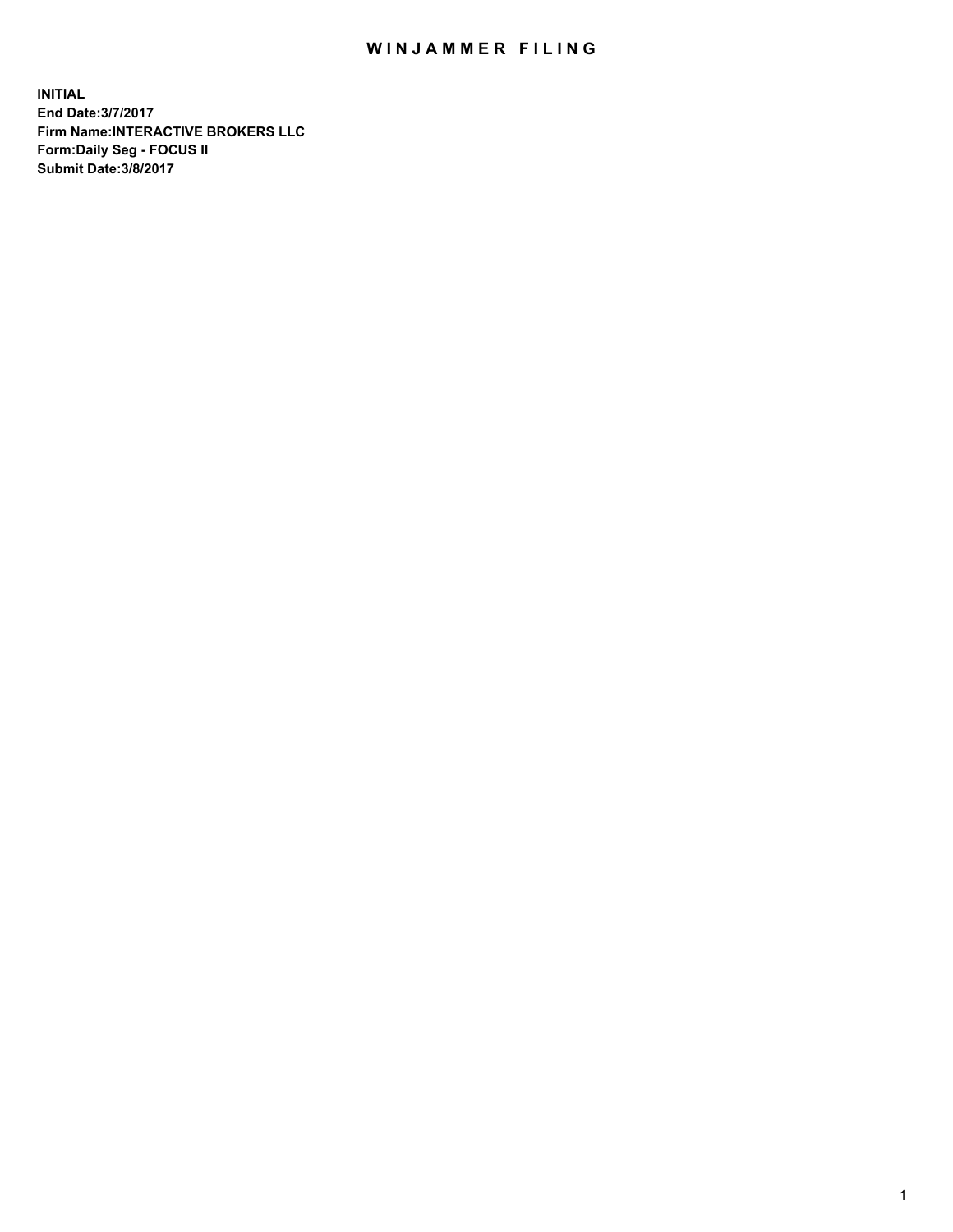# WINJAMMER FILING

**INITIAL**
**End Date:3/7/2017**
**Firm Name:INTERACTIVE BROKERS LLC**
**Form:Daily Seg - FOCUS II**
**Submit Date:3/8/2017**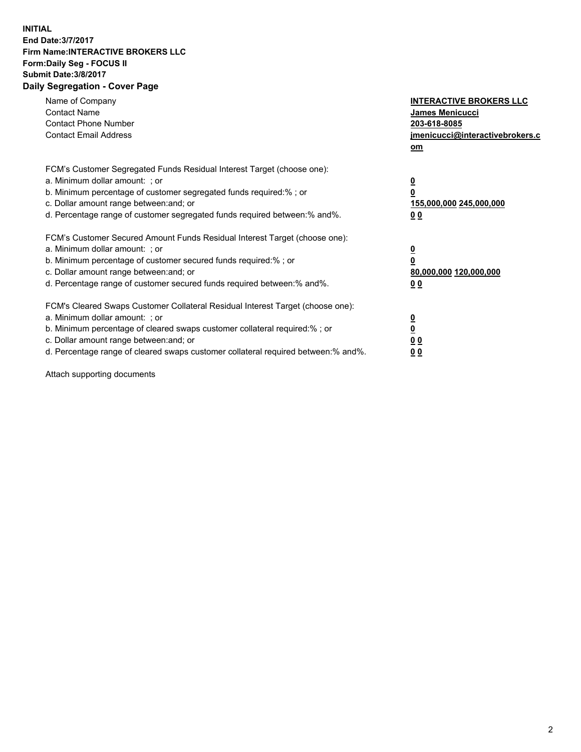**INITIAL**
**End Date:3/7/2017**
**Firm Name:INTERACTIVE BROKERS LLC**
**Form:Daily Seg - FOCUS II**
**Submit Date:3/8/2017**

## Daily Segregation - Cover Page

| | |
|---|---|
| Name of Company | **INTERACTIVE BROKERS LLC** |
| Contact Name | **James Menicucci** |
| Contact Phone Number | **203-618-8085** |
| Contact Email Address | **jmenicucci@interactivebrokers.com** |

FCM's Customer Segregated Funds Residual Interest Target (choose one):

| | |
|---|---|
| a. Minimum dollar amount: ; or | **0** |
| b. Minimum percentage of customer segregated funds required:% ; or | **0** |
| c. Dollar amount range between:and; or | **155,000,000 245,000,000** |
| d. Percentage range of customer segregated funds required between:% and%. | **0 0** |

FCM's Customer Secured Amount Funds Residual Interest Target (choose one):

| | |
|---|---|
| a. Minimum dollar amount: ; or | **0** |
| b. Minimum percentage of customer secured funds required:% ; or | **0** |
| c. Dollar amount range between:and; or | **80,000,000 120,000,000** |
| d. Percentage range of customer secured funds required between:% and%. | **0 0** |

FCM's Cleared Swaps Customer Collateral Residual Interest Target (choose one):

| | |
|---|---|
| a. Minimum dollar amount: ; or | **0** |
| b. Minimum percentage of cleared swaps customer collateral required:% ; or | **0** |
| c. Dollar amount range between:and; or | **0 0** |
| d. Percentage range of cleared swaps customer collateral required between:% and%. | **0 0** |

Attach supporting documents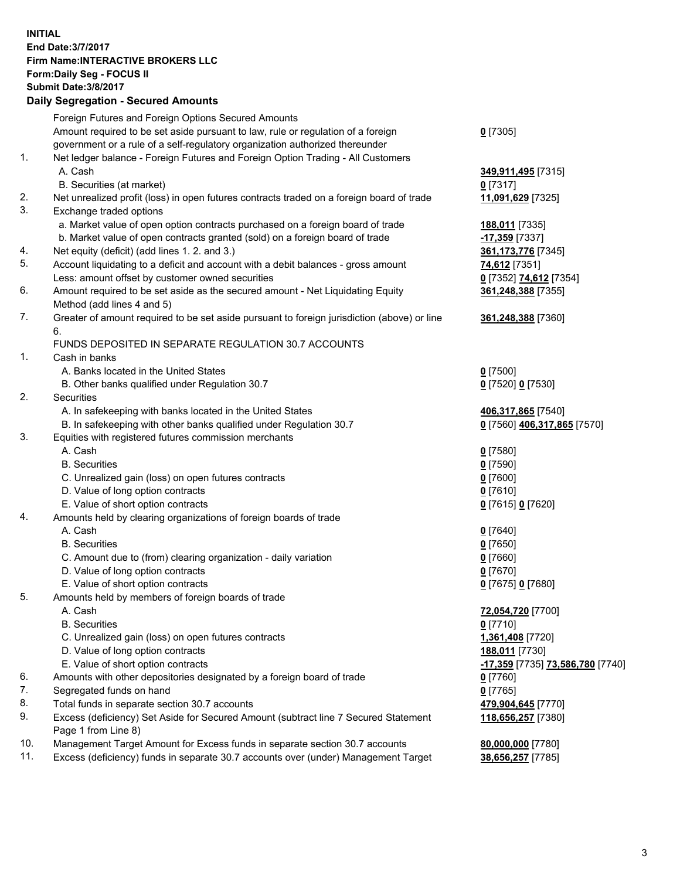**INITIAL**
**End Date:3/7/2017**
**Firm Name:INTERACTIVE BROKERS LLC**
**Form:Daily Seg - FOCUS II**
**Submit Date:3/8/2017**

## Daily Segregation - Secured Amounts

| | | |
|---|---|---|
| | Foreign Futures and Foreign Options Secured Amounts | |
| | Amount required to be set aside pursuant to law, rule or regulation of a foreign government or a rule of a self-regulatory organization authorized thereunder | **0** [7305] |
| 1. | Net ledger balance - Foreign Futures and Foreign Option Trading - All Customers | |
| | A. Cash | **349,911,495** [7315] |
| | B. Securities (at market) | **0** [7317] |
| 2. | Net unrealized profit (loss) in open futures contracts traded on a foreign board of trade | **11,091,629** [7325] |
| 3. | Exchange traded options | |
| | a. Market value of open option contracts purchased on a foreign board of trade | **188,011** [7335] |
| | b. Market value of open contracts granted (sold) on a foreign board of trade | **-17,359** [7337] |
| 4. | Net equity (deficit) (add lines 1. 2. and 3.) | **361,173,776** [7345] |
| 5. | Account liquidating to a deficit and account with a debit balances - gross amount | **74,612** [7351] |
| | Less: amount offset by customer owned securities | **0** [7352] **74,612** [7354] |
| 6. | Amount required to be set aside as the secured amount - Net Liquidating Equity Method (add lines 4 and 5) | **361,248,388** [7355] |
| 7. | Greater of amount required to be set aside pursuant to foreign jurisdiction (above) or line 6. | **361,248,388** [7360] |
| | FUNDS DEPOSITED IN SEPARATE REGULATION 30.7 ACCOUNTS | |
| 1. | Cash in banks | |
| | A. Banks located in the United States | **0** [7500] |
| | B. Other banks qualified under Regulation 30.7 | **0** [7520] **0** [7530] |
| 2. | Securities | |
| | A. In safekeeping with banks located in the United States | **406,317,865** [7540] |
| | B. In safekeeping with other banks qualified under Regulation 30.7 | **0** [7560] **406,317,865** [7570] |
| 3. | Equities with registered futures commission merchants | |
| | A. Cash | **0** [7580] |
| | B. Securities | **0** [7590] |
| | C. Unrealized gain (loss) on open futures contracts | **0** [7600] |
| | D. Value of long option contracts | **0** [7610] |
| | E. Value of short option contracts | **0** [7615] **0** [7620] |
| 4. | Amounts held by clearing organizations of foreign boards of trade | |
| | A. Cash | **0** [7640] |
| | B. Securities | **0** [7650] |
| | C. Amount due to (from) clearing organization - daily variation | **0** [7660] |
| | D. Value of long option contracts | **0** [7670] |
| | E. Value of short option contracts | **0** [7675] **0** [7680] |
| 5. | Amounts held by members of foreign boards of trade | |
| | A. Cash | **72,054,720** [7700] |
| | B. Securities | **0** [7710] |
| | C. Unrealized gain (loss) on open futures contracts | **1,361,408** [7720] |
| | D. Value of long option contracts | **188,011** [7730] |
| | E. Value of short option contracts | **-17,359** [7735] **73,586,780** [7740] |
| 6. | Amounts with other depositories designated by a foreign board of trade | **0** [7760] |
| 7. | Segregated funds on hand | **0** [7765] |
| 8. | Total funds in separate section 30.7 accounts | **479,904,645** [7770] |
| 9. | Excess (deficiency) Set Aside for Secured Amount (subtract line 7 Secured Statement Page 1 from Line 8) | **118,656,257** [7380] |
| 10. | Management Target Amount for Excess funds in separate section 30.7 accounts | **80,000,000** [7780] |
| 11. | Excess (deficiency) funds in separate 30.7 accounts over (under) Management Target | **38,656,257** [7785] |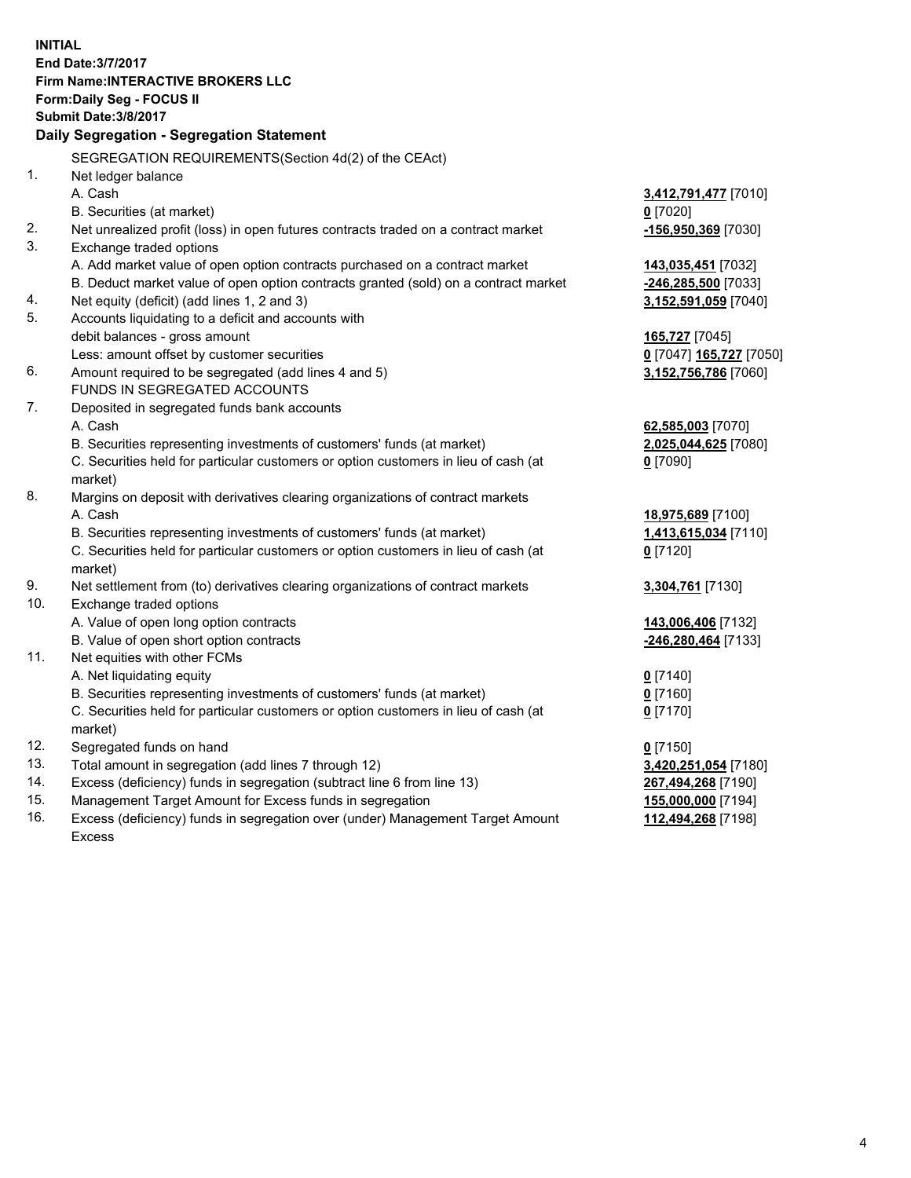**INITIAL**
**End Date:3/7/2017**
**Firm Name:INTERACTIVE BROKERS LLC**
**Form:Daily Seg - FOCUS II**
**Submit Date:3/8/2017**

## Daily Segregation - Segregation Statement

| | | |
|---|---|---|
| | SEGREGATION REQUIREMENTS(Section 4d(2) of the CEAct) | |
| 1. | Net ledger balance | |
| | A. Cash | **3,412,791,477** [7010] |
| | B. Securities (at market) | **0** [7020] |
| 2. | Net unrealized profit (loss) in open futures contracts traded on a contract market | **-156,950,369** [7030] |
| 3. | Exchange traded options | |
| | A. Add market value of open option contracts purchased on a contract market | **143,035,451** [7032] |
| | B. Deduct market value of open option contracts granted (sold) on a contract market | **-246,285,500** [7033] |
| 4. | Net equity (deficit) (add lines 1, 2 and 3) | **3,152,591,059** [7040] |
| 5. | Accounts liquidating to a deficit and accounts with | |
| | debit balances - gross amount | **165,727** [7045] |
| | Less: amount offset by customer securities | **0** [7047] **165,727** [7050] |
| 6. | Amount required to be segregated (add lines 4 and 5) | **3,152,756,786** [7060] |
| | FUNDS IN SEGREGATED ACCOUNTS | |
| 7. | Deposited in segregated funds bank accounts | |
| | A. Cash | **62,585,003** [7070] |
| | B. Securities representing investments of customers' funds (at market) | **2,025,044,625** [7080] |
| | C. Securities held for particular customers or option customers in lieu of cash (at market) | **0** [7090] |
| 8. | Margins on deposit with derivatives clearing organizations of contract markets | |
| | A. Cash | **18,975,689** [7100] |
| | B. Securities representing investments of customers' funds (at market) | **1,413,615,034** [7110] |
| | C. Securities held for particular customers or option customers in lieu of cash (at market) | **0** [7120] |
| 9. | Net settlement from (to) derivatives clearing organizations of contract markets | **3,304,761** [7130] |
| 10. | Exchange traded options | |
| | A. Value of open long option contracts | **143,006,406** [7132] |
| | B. Value of open short option contracts | **-246,280,464** [7133] |
| 11. | Net equities with other FCMs | |
| | A. Net liquidating equity | **0** [7140] |
| | B. Securities representing investments of customers' funds (at market) | **0** [7160] |
| | C. Securities held for particular customers or option customers in lieu of cash (at market) | **0** [7170] |
| 12. | Segregated funds on hand | **0** [7150] |
| 13. | Total amount in segregation (add lines 7 through 12) | **3,420,251,054** [7180] |
| 14. | Excess (deficiency) funds in segregation (subtract line 6 from line 13) | **267,494,268** [7190] |
| 15. | Management Target Amount for Excess funds in segregation | **155,000,000** [7194] |
| 16. | Excess (deficiency) funds in segregation over (under) Management Target Amount Excess | **112,494,268** [7198] |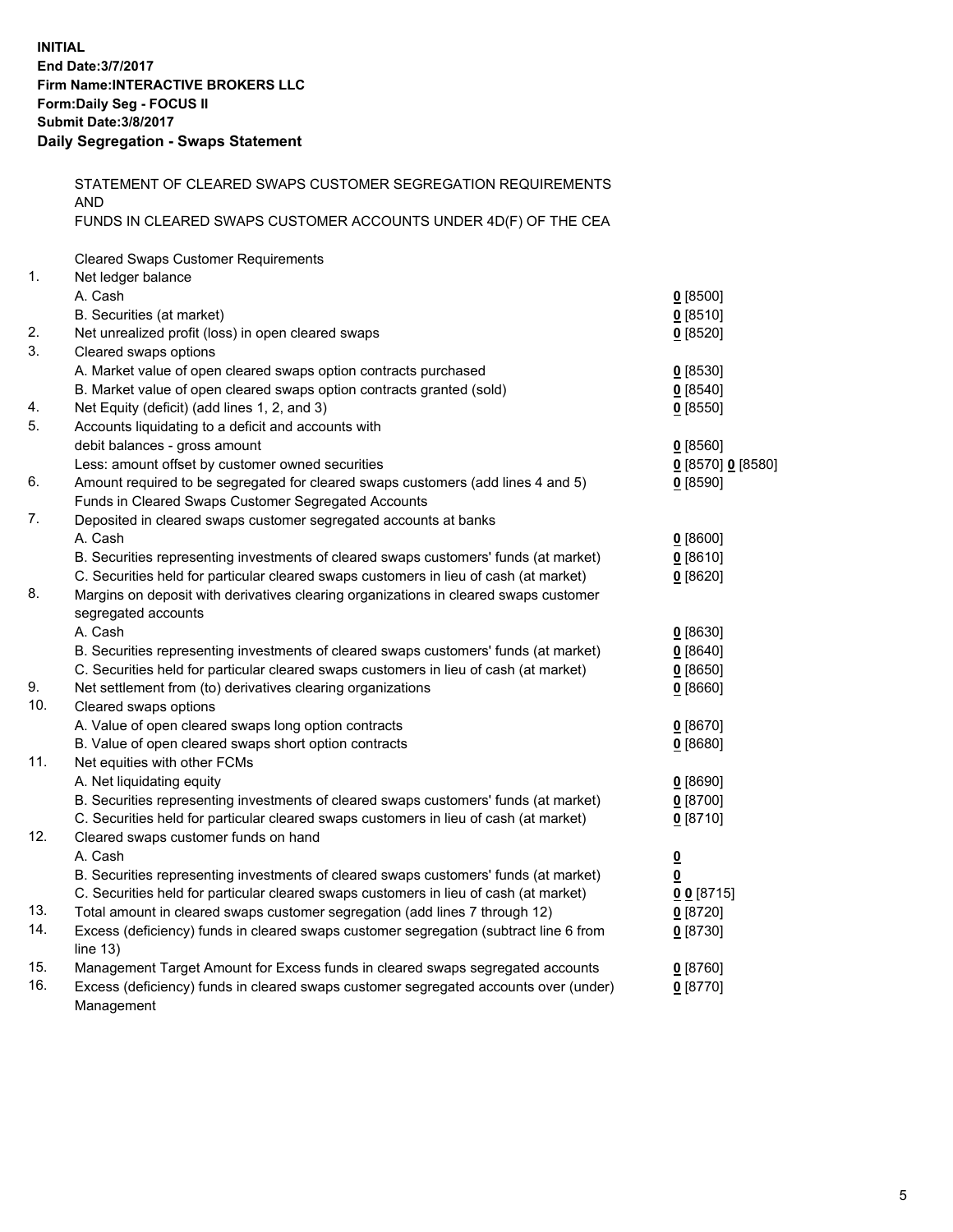**INITIAL**
**End Date:3/7/2017**
**Firm Name:INTERACTIVE BROKERS LLC**
**Form:Daily Seg - FOCUS II**
**Submit Date:3/8/2017**
**Daily Segregation - Swaps Statement**

STATEMENT OF CLEARED SWAPS CUSTOMER SEGREGATION REQUIREMENTS AND FUNDS IN CLEARED SWAPS CUSTOMER ACCOUNTS UNDER 4D(F) OF THE CEA

| | | |
|---|---|---|
| | Cleared Swaps Customer Requirements | |
| 1. | Net ledger balance | |
| | A. Cash | 0 [8500] |
| | B. Securities (at market) | 0 [8510] |
| 2. | Net unrealized profit (loss) in open cleared swaps | 0 [8520] |
| 3. | Cleared swaps options | |
| | A. Market value of open cleared swaps option contracts purchased | 0 [8530] |
| | B. Market value of open cleared swaps option contracts granted (sold) | 0 [8540] |
| 4. | Net Equity (deficit) (add lines 1, 2, and 3) | 0 [8550] |
| 5. | Accounts liquidating to a deficit and accounts with debit balances - gross amount | 0 [8560] |
| | Less: amount offset by customer owned securities | 0 [8570] 0 [8580] |
| 6. | Amount required to be segregated for cleared swaps customers (add lines 4 and 5) | 0 [8590] |
| | Funds in Cleared Swaps Customer Segregated Accounts | |
| 7. | Deposited in cleared swaps customer segregated accounts at banks | |
| | A. Cash | 0 [8600] |
| | B. Securities representing investments of cleared swaps customers' funds (at market) | 0 [8610] |
| | C. Securities held for particular cleared swaps customers in lieu of cash (at market) | 0 [8620] |
| 8. | Margins on deposit with derivatives clearing organizations in cleared swaps customer segregated accounts | |
| | A. Cash | 0 [8630] |
| | B. Securities representing investments of cleared swaps customers' funds (at market) | 0 [8640] |
| | C. Securities held for particular cleared swaps customers in lieu of cash (at market) | 0 [8650] |
| 9. | Net settlement from (to) derivatives clearing organizations | 0 [8660] |
| 10. | Cleared swaps options | |
| | A. Value of open cleared swaps long option contracts | 0 [8670] |
| | B. Value of open cleared swaps short option contracts | 0 [8680] |
| 11. | Net equities with other FCMs | |
| | A. Net liquidating equity | 0 [8690] |
| | B. Securities representing investments of cleared swaps customers' funds (at market) | 0 [8700] |
| | C. Securities held for particular cleared swaps customers in lieu of cash (at market) | 0 [8710] |
| 12. | Cleared swaps customer funds on hand | |
| | A. Cash | 0 |
| | B. Securities representing investments of cleared swaps customers' funds (at market) | 0 |
| | C. Securities held for particular cleared swaps customers in lieu of cash (at market) | 0 0 [8715] |
| 13. | Total amount in cleared swaps customer segregation (add lines 7 through 12) | 0 [8720] |
| 14. | Excess (deficiency) funds in cleared swaps customer segregation (subtract line 6 from line 13) | 0 [8730] |
| 15. | Management Target Amount for Excess funds in cleared swaps segregated accounts | 0 [8760] |
| 16. | Excess (deficiency) funds in cleared swaps customer segregated accounts over (under) Management | 0 [8770] |